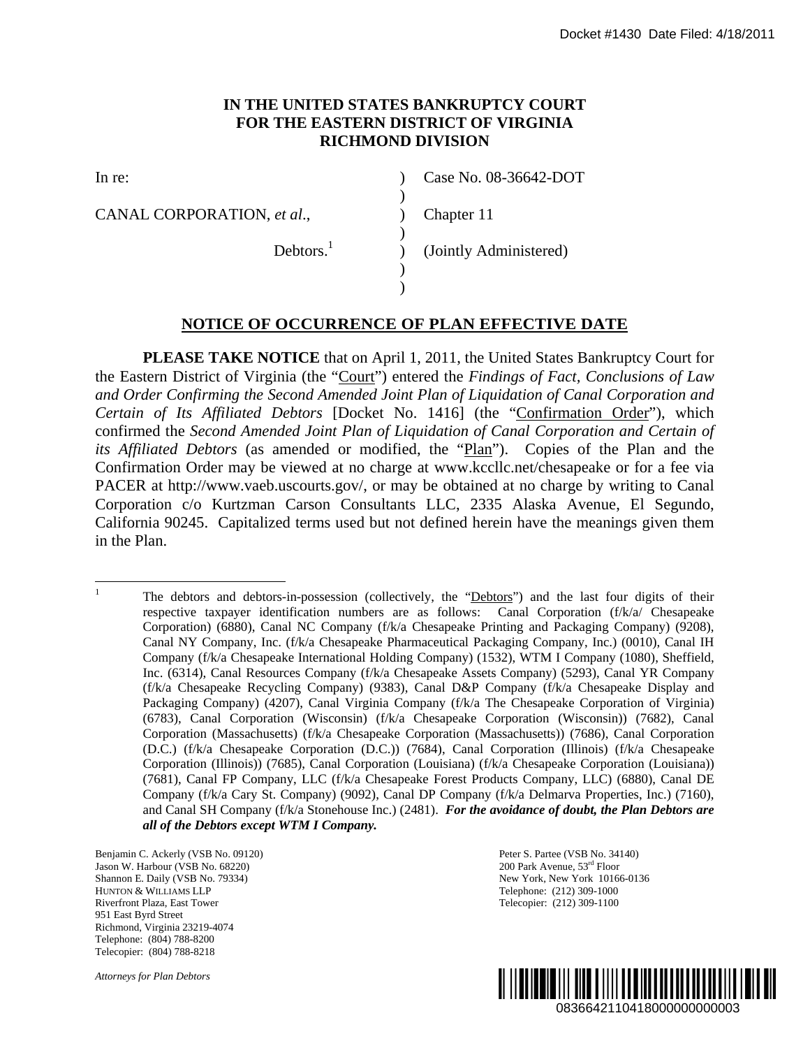Docket #1430 Date Filed: 4/18/2011

**IN THE UNITED STATES BANKRUPTCY COURT**
**FOR THE EASTERN DISTRICT OF VIRGINIA**
**RICHMOND DIVISION**

| | | |
|---|---|---|
| In re: | ) | Case No. 08-36642-DOT |
| | ) | |
| CANAL CORPORATION, *et al*., | ) | Chapter 11 |
| | ) | |
| Debtors.[1] | ) | (Jointly Administered) |
| | ) | |
| | ) | |

## NOTICE OF OCCURRENCE OF PLAN EFFECTIVE DATE

**PLEASE TAKE NOTICE** that on April 1, 2011, the United States Bankruptcy Court for the Eastern District of Virginia (the "Court") entered the *Findings of Fact, Conclusions of Law and Order Confirming the Second Amended Joint Plan of Liquidation of Canal Corporation and Certain of Its Affiliated Debtors* [Docket No. 1416] (the "Confirmation Order"), which confirmed the *Second Amended Joint Plan of Liquidation of Canal Corporation and Certain of its Affiliated Debtors* (as amended or modified, the "Plan"). Copies of the Plan and the Confirmation Order may be viewed at no charge at www.kccllc.net/chesapeake or for a fee via PACER at http://www.vaeb.uscourts.gov/, or may be obtained at no charge by writing to Canal Corporation c/o Kurtzman Carson Consultants LLC, 2335 Alaska Avenue, El Segundo, California 90245. Capitalized terms used but not defined herein have the meanings given them in the Plan.

---

[1] The debtors and debtors-in-possession (collectively, the "Debtors") and the last four digits of their respective taxpayer identification numbers are as follows: Canal Corporation (f/k/a/ Chesapeake Corporation) (6880), Canal NC Company (f/k/a Chesapeake Printing and Packaging Company) (9208), Canal NY Company, Inc. (f/k/a Chesapeake Pharmaceutical Packaging Company, Inc.) (0010), Canal IH Company (f/k/a Chesapeake International Holding Company) (1532), WTM I Company (1080), Sheffield, Inc. (6314), Canal Resources Company (f/k/a Chesapeake Assets Company) (5293), Canal YR Company (f/k/a Chesapeake Recycling Company) (9383), Canal D&P Company (f/k/a Chesapeake Display and Packaging Company) (4207), Canal Virginia Company (f/k/a The Chesapeake Corporation of Virginia) (6783), Canal Corporation (Wisconsin) (f/k/a Chesapeake Corporation (Wisconsin)) (7682), Canal Corporation (Massachusetts) (f/k/a Chesapeake Corporation (Massachusetts)) (7686), Canal Corporation (D.C.) (f/k/a Chesapeake Corporation (D.C.)) (7684), Canal Corporation (Illinois) (f/k/a Chesapeake Corporation (Illinois)) (7685), Canal Corporation (Louisiana) (f/k/a Chesapeake Corporation (Louisiana)) (7681), Canal FP Company, LLC (f/k/a Chesapeake Forest Products Company, LLC) (6880), Canal DE Company (f/k/a Cary St. Company) (9092), Canal DP Company (f/k/a Delmarva Properties, Inc.) (7160), and Canal SH Company (f/k/a Stonehouse Inc.) (2481). ***For the avoidance of doubt, the Plan Debtors are all of the Debtors except WTM I Company.***

Benjamin C. Ackerly (VSB No. 09120)
Jason W. Harbour (VSB No. 68220)
Shannon E. Daily (VSB No. 79334)
HUNTON & WILLIAMS LLP
Riverfront Plaza, East Tower
951 East Byrd Street
Richmond, Virginia 23219-4074
Telephone: (804) 788-8200
Telecopier: (804) 788-8218

Peter S. Partee (VSB No. 34140)
200 Park Avenue, 53rd Floor
New York, New York 10166-0136
Telephone: (212) 309-1000
Telecopier: (212) 309-1100

*Attorneys for Plan Debtors*

0836642110418000000000003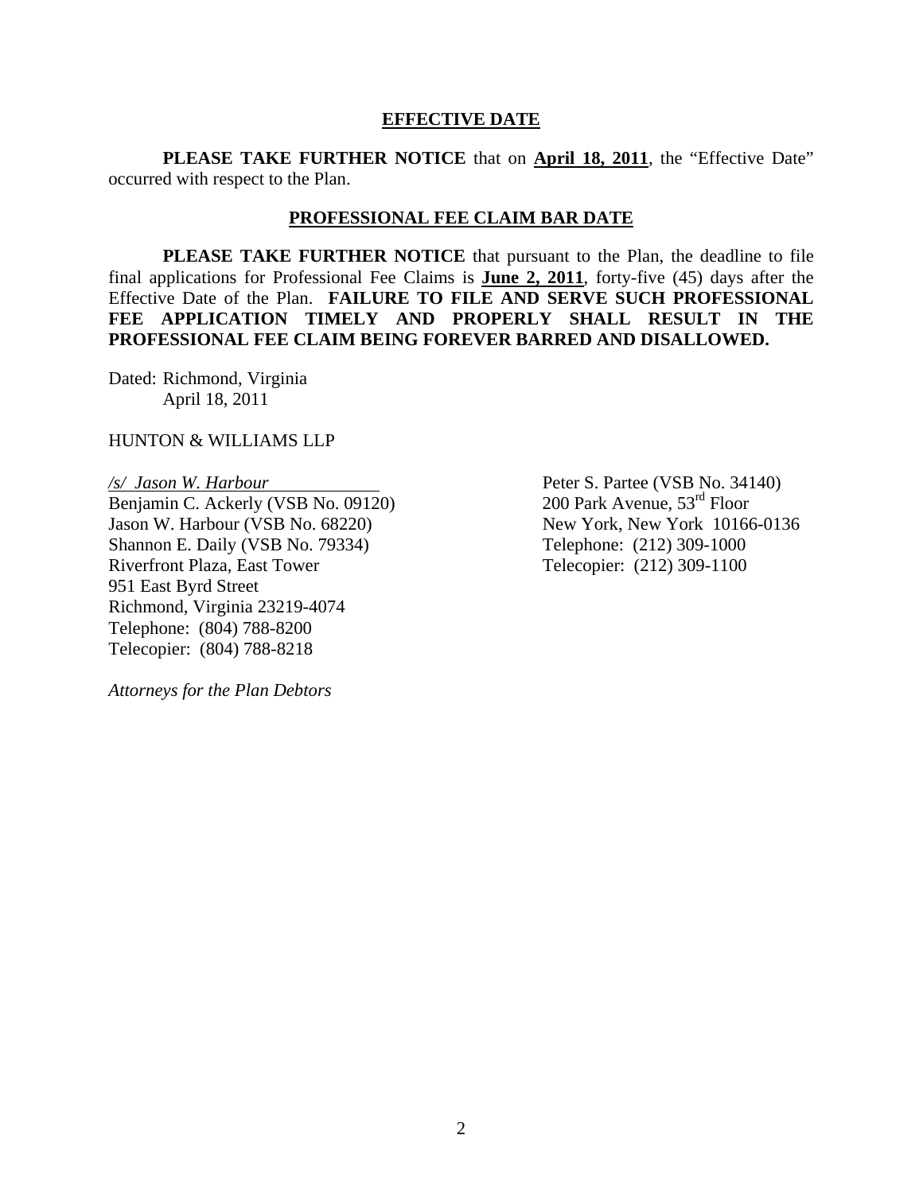## EFFECTIVE DATE

**PLEASE TAKE FURTHER NOTICE** that on **April 18, 2011**, the "Effective Date" occurred with respect to the Plan.

## PROFESSIONAL FEE CLAIM BAR DATE

**PLEASE TAKE FURTHER NOTICE** that pursuant to the Plan, the deadline to file final applications for Professional Fee Claims is **June 2, 2011**, forty-five (45) days after the Effective Date of the Plan. **FAILURE TO FILE AND SERVE SUCH PROFESSIONAL FEE APPLICATION TIMELY AND PROPERLY SHALL RESULT IN THE PROFESSIONAL FEE CLAIM BEING FOREVER BARRED AND DISALLOWED.**

Dated: Richmond, Virginia
April 18, 2011

HUNTON & WILLIAMS LLP

*/s/ Jason W. Harbour*
Benjamin C. Ackerly (VSB No. 09120)
Jason W. Harbour (VSB No. 68220)
Shannon E. Daily (VSB No. 79334)
Riverfront Plaza, East Tower
951 East Byrd Street
Richmond, Virginia 23219-4074
Telephone: (804) 788-8200
Telecopier: (804) 788-8218

Peter S. Partee (VSB No. 34140)
200 Park Avenue, 53rd Floor
New York, New York 10166-0136
Telephone: (212) 309-1000
Telecopier: (212) 309-1100

*Attorneys for the Plan Debtors*